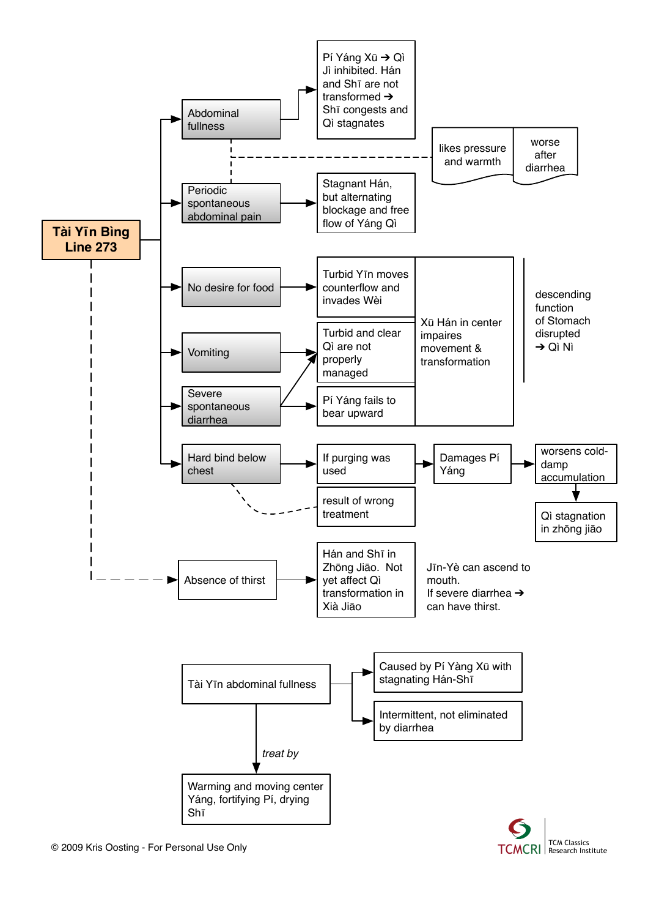# Tài Yīn Bìng Line 273

- **Abdominal fullness** → Pí Yáng Xū → Qì Jì inhibited. Hán and Shī are not transformed → Shī congests and Qì stagnates
  - likes pressure and warmth
  - worse after diarrhea
- **Periodic spontaneous abdominal pain** → Stagnant Hán, but alternating blockage and free flow of Yáng Qì
- **No desire for food** → Turbid Yīn moves counterflow and invades Wèi
- **Vomiting** → Turbid and clear Qì are not properly managed
- **Severe spontaneous diarrhea** → Turbid and clear Qì are not properly managed; Pí Yáng fails to bear upward
  - Xū Hán in center impaires movement & transformation
  - descending function of Stomach disrupted → Qì Nì
- **Hard bind below chest** → If purging was used → Damages Pí Yáng → worsens cold-damp accumulation → Qì stagnation in zhōng jiāo
  - result of wrong treatment
- **Absence of thirst** → Hán and Shī in Zhōng Jiāo. Not yet affect Qì transformation in Xià Jiāo
  - Jīn-Yè can ascend to mouth. If severe diarrhea → can have thirst.

---

**Tài Yīn abdominal fullness**
- Caused by Pí Yàng Xū with stagnating Hán-Shī
- Intermittent, not eliminated by diarrhea

*treat by* → Warming and moving center Yáng, fortifying Pí, drying Shī

© 2009 Kris Oosting - For Personal Use Only

TCMCRI TCM Classics Research Institute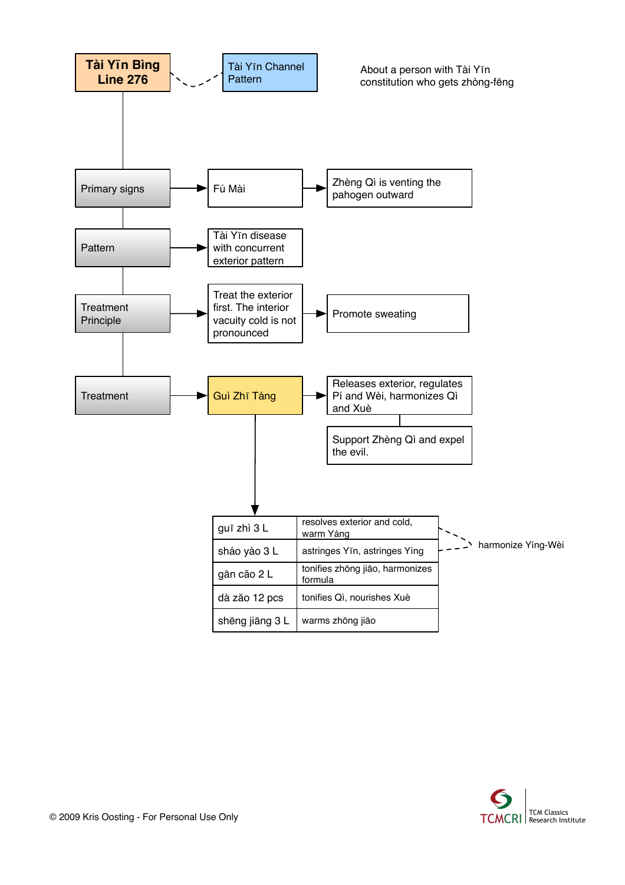# Tài Yīn Bìng Line 276

Tài Yīn Channel Pattern

About a person with Tài Yīn constitution who gets zhòng-fēng

**Primary signs** → Fú Mài → Zhèng Qì is venting the pahogen outward

**Pattern** → Tài Yīn disease with concurrent exterior pattern

**Treatment Principle** → Treat the exterior first. The interior vacuity cold is not pronounced → Promote sweating

**Treatment** → Guì Zhī Táng → Releases exterior, regulates Pí and Wèi, harmonizes Qì and Xuè — Support Zhèng Qì and expel the evil.

| | |
|---|---|
| guī zhì 3 L | resolves exterior and cold, warm Yáng |
| sháo yào 3 L | astringes Yīn, astringes Yíng |
| gān cǎo 2 L | tonifies zhōng jiāo, harmonizes formula |
| dà zǎo 12 pcs | tonifies Qì, nourishes Xuè |
| shēng jiāng 3 L | warms zhōng jiāo |

guī zhì + sháo yào: harmonize Yíng-Wèi

© 2009 Kris Oosting - For Personal Use Only

TCMCRI TCM Classics Research Institute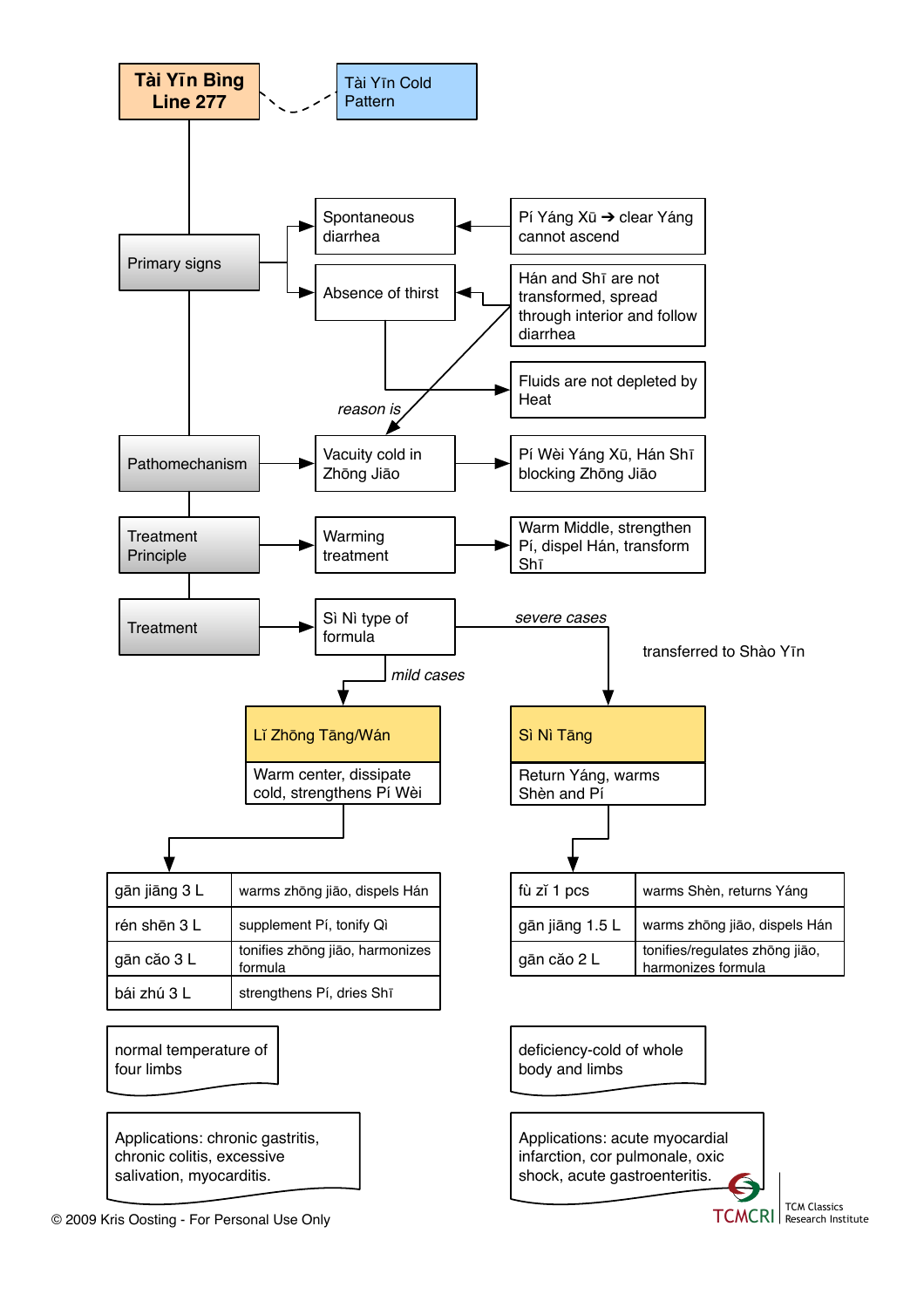# Tài Yīn Bìng Line 277

Tài Yīn Cold Pattern

**Primary signs**

- Spontaneous diarrhea ← Pí Yáng Xū ➔ clear Yáng cannot ascend
- Absence of thirst ← Hán and Shī are not transformed, spread through interior and follow diarrhea
  - → Fluids are not depleted by Heat
  - *reason is* → Vacuity cold in Zhōng Jiāo

**Pathomechanism** → Vacuity cold in Zhōng Jiāo → Pí Wèi Yáng Xū, Hán Shī blocking Zhōng Jiāo

**Treatment Principle** → Warming treatment → Warm Middle, strengthen Pí, dispel Hán, transform Shī

**Treatment** → Sì Nì type of formula

- *mild cases* → Lǐ Zhōng Tāng/Wán
- *severe cases* (transferred to Shào Yīn) → Sì Nì Tāng

## Lǐ Zhōng Tāng/Wán

Warm center, dissipate cold, strengthens Pí Wèi

| | |
|---|---|
| gān jiāng 3 L | warms zhōng jiāo, dispels Hán |
| rén shēn 3 L | supplement Pí, tonify Qì |
| gān cǎo 3 L | tonifies zhōng jiāo, harmonizes formula |
| bái zhú 3 L | strengthens Pí, dries Shī |

normal temperature of four limbs

Applications: chronic gastritis, chronic colitis, excessive salivation, myocarditis.

## Sì Nì Tāng

Return Yáng, warms Shèn and Pí

| | |
|---|---|
| fù zǐ 1 pcs | warms Shèn, returns Yáng |
| gān jiāng 1.5 L | warms zhōng jiāo, dispels Hán |
| gān cǎo 2 L | tonifies/regulates zhōng jiāo, harmonizes formula |

deficiency-cold of whole body and limbs

Applications: acute myocardial infarction, cor pulmonale, oxic shock, acute gastroenteritis.

© 2009 Kris Oosting - For Personal Use Only

TCMCRI TCM Classics Research Institute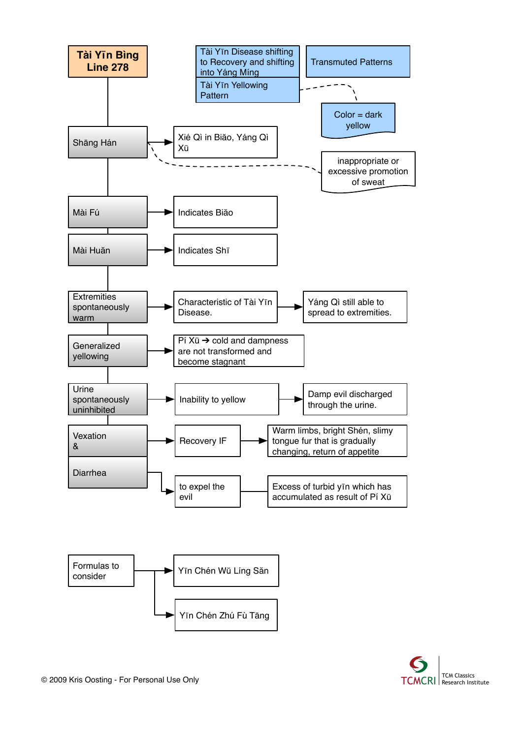# Tài Yīn Bìng Line 278

**Tài Yīn Disease shifting to Recovery and shifting into Yáng Míng**

**Tài Yīn Yellowing Pattern**

**Transmuted Patterns**

- Color = dark yellow

- **Shāng Hán** → Xié Qì in Biǎo, Yáng Qì Xū
  - inappropriate or excessive promotion of sweat
- **Mài Fú** → Indicates Biǎo
- **Mài Huǎn** → Indicates Shī
- **Extremities spontaneously warm** → Characteristic of Tài Yīn Disease. → Yáng Qì still able to spread to extremities.
- **Generalized yellowing** → Pí Xū ➔ cold and dampness are not transformed and become stagnant
- **Urine spontaneously uninhibited** → Inability to yellow → Damp evil discharged through the urine.
- **Vexation & Diarrhea**
  - → Recovery IF → Warm limbs, bright Shén, slimy tongue fur that is gradually changing, return of appetite
  - → to expel the evil — Excess of turbid yīn which has accumulated as result of Pí Xū

**Formulas to consider**

- → Yīn Chén Wǔ Líng Sǎn
- → Yīn Chén Zhú Fù Tāng

© 2009 Kris Oosting - For Personal Use Only

TCMCRI | TCM Classics Research Institute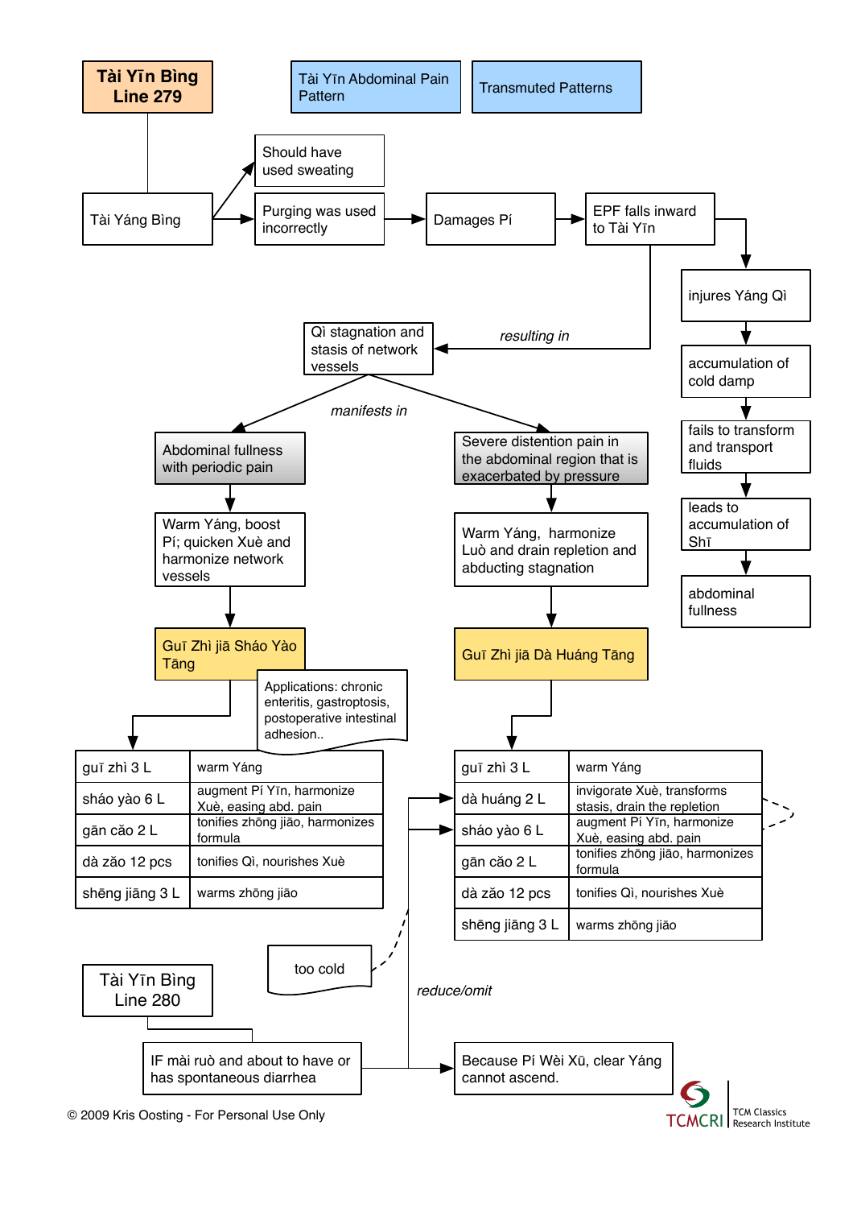# Tài Yīn Bìng Line 279

**Tài Yīn Abdominal Pain Pattern** | **Transmuted Patterns**

Tài Yáng Bìng → Should have used sweating

Tài Yáng Bìng → Purging was used incorrectly → Damages Pí → EPF falls inward to Tài Yīn

EPF falls inward to Tài Yīn → injures Yáng Qì → accumulation of cold damp → fails to transform and transport fluids → leads to accumulation of Shī → abdominal fullness

EPF falls inward to Tài Yīn *resulting in* → Qì stagnation and stasis of network vessels

Qì stagnation and stasis of network vessels *manifests in*:

- Abdominal fullness with periodic pain → Warm Yáng, boost Pí; quicken Xuè and harmonize network vessels → **Guī Zhì jiā Sháo Yào Tāng**
- Severe distention pain in the abdominal region that is exacerbated by pressure → Warm Yáng, harmonize Luò and drain repletion and abducting stagnation → **Guī Zhī jiā Dà Huáng Tāng**

## Guī Zhì jiā Sháo Yào Tāng

Applications: chronic enteritis, gastroptosis, postoperative intestinal adhesion..

| | |
|---|---|
| guī zhì 3 L | warm Yáng |
| sháo yào 6 L | augment Pí Yīn, harmonize Xuè, easing abd. pain |
| gān cǎo 2 L | tonifies zhōng jiāo, harmonizes formula |
| dà zǎo 12 pcs | tonifies Qì, nourishes Xuè |
| shēng jiāng 3 L | warms zhōng jiāo |

## Guī Zhī jiā Dà Huáng Tāng

| | |
|---|---|
| guī zhì 3 L | warm Yáng |
| dà huáng 2 L | invigorate Xuè, transforms stasis, drain the repletion |
| sháo yào 6 L | augment Pí Yīn, harmonize Xuè, easing abd. pain |
| gān cǎo 2 L | tonifies zhōng jiāo, harmonizes formula |
| dà zǎo 12 pcs | tonifies Qì, nourishes Xuè |
| shēng jiāng 3 L | warms zhōng jiāo |

(dà huáng and sháo yào: too cold)

# Tài Yīn Bìng Line 280

IF mài ruò and about to have or has spontaneous diarrhea → Because Pí Wèi Xū, clear Yáng cannot ascend.

IF mài ruò and about to have or has spontaneous diarrhea → *reduce/omit* dà huáng and sháo yào

© 2009 Kris Oosting - For Personal Use Only

TCMCRI TCM Classics Research Institute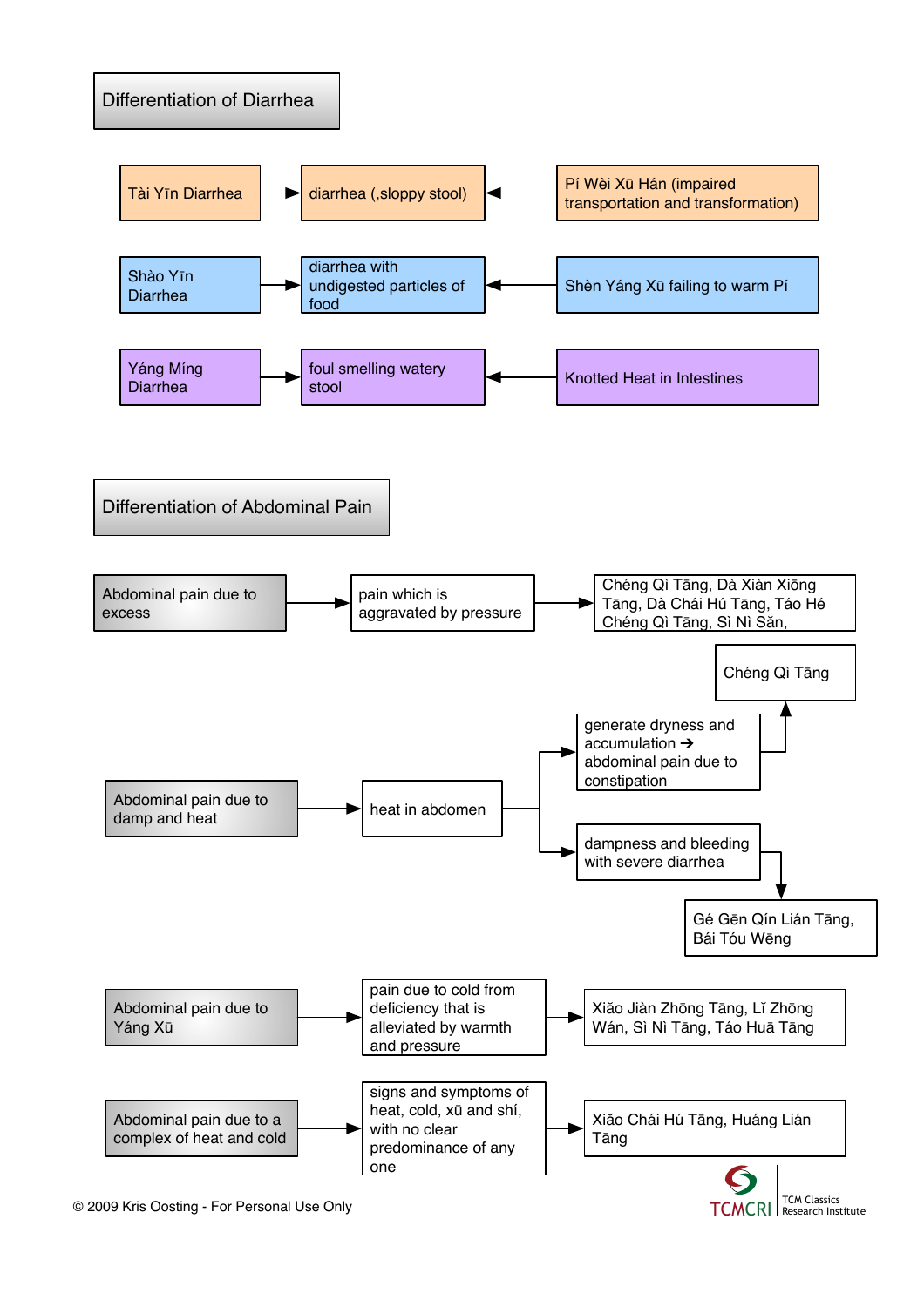## Differentiation of Diarrhea

Tài Yīn Diarrhea → diarrhea (,sloppy stool) ← Pí Wèi Xū Hán (impaired transportation and transformation)

Shào Yīn Diarrhea → diarrhea with undigested particles of food ← Shèn Yáng Xū failing to warm Pí

Yáng Míng Diarrhea → foul smelling watery stool ← Knotted Heat in Intestines

## Differentiation of Abdominal Pain

Abdominal pain due to excess → pain which is aggravated by pressure → Chéng Qì Tāng, Dà Xiàn Xiōng Tāng, Dà Chái Hú Tāng, Táo Hé Chéng Qì Tāng, Sì Nì Săn,

Abdominal pain due to damp and heat → heat in abdomen
- → generate dryness and accumulation ➔ abdominal pain due to constipation → Chéng Qì Tāng
- → dampness and bleeding with severe diarrhea → Gé Gēn Qín Lián Tāng, Bái Tóu Wēng

Abdominal pain due to Yáng Xū → pain due to cold from deficiency that is alleviated by warmth and pressure → Xiăo Jiàn Zhōng Tāng, Lĭ Zhōng Wán, Sì Nì Tāng, Táo Huā Tāng

Abdominal pain due to a complex of heat and cold → signs and symptoms of heat, cold, xū and shí, with no clear predominance of any one → Xiăo Chái Hú Tāng, Huáng Lián Tāng

© 2009 Kris Oosting - For Personal Use Only

TCMCRI TCM Classics Research Institute